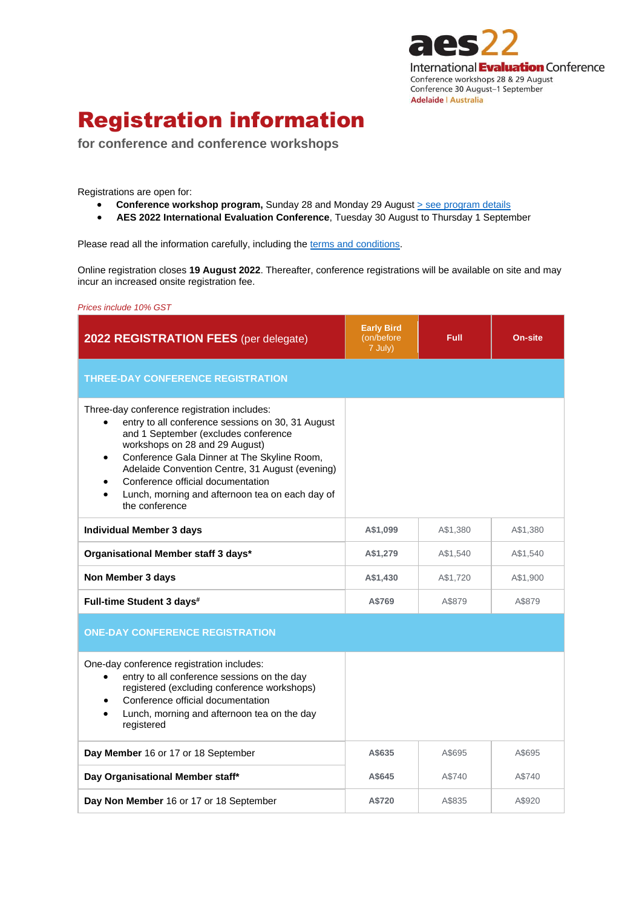aes22

International **Evaluation** Conference

Conference workshops 28 & 29 August

Conference 30 August–1 September

Adelaide | Australia

# Registration information

## for conference and conference workshops

Registrations are open for:

- **Conference workshop program,** Sunday 28 and Monday 29 August [> see program details]
- **AES 2022 International Evaluation Conference**, Tuesday 30 August to Thursday 1 September

Please read all the information carefully, including the terms and conditions.

Online registration closes **19 August 2022**. Thereafter, conference registrations will be available on site and may incur an increased onsite registration fee.

*Prices include 10% GST*

| **2022 REGISTRATION FEES** (per delegate) | **Early Bird** (on/before 7 July) | **Full** | **On-site** |
|---|---|---|---|
| **THREE-DAY CONFERENCE REGISTRATION** | | | |
| Three-day conference registration includes:<br>• entry to all conference sessions on 30, 31 August and 1 September (excludes conference workshops on 28 and 29 August)<br>• Conference Gala Dinner at The Skyline Room, Adelaide Convention Centre, 31 August (evening)<br>• Conference official documentation<br>• Lunch, morning and afternoon tea on each day of the conference | | | |
| **Individual Member 3 days** | **A$1,099** | A$1,380 | A$1,380 |
| **Organisational Member staff 3 days*** | **A$1,279** | A$1,540 | A$1,540 |
| **Non Member 3 days** | **A$1,430** | A$1,720 | A$1,900 |
| **Full-time Student 3 days#** | **A$769** | A$879 | A$879 |
| **ONE-DAY CONFERENCE REGISTRATION** | | | |
| One-day conference registration includes:<br>• entry to all conference sessions on the day registered (excluding conference workshops)<br>• Conference official documentation<br>• Lunch, morning and afternoon tea on the day registered | | | |
| **Day Member** 16 or 17 or 18 September | **A$635** | A$695 | A$695 |
| **Day Organisational Member staff*** | **A$645** | A$740 | A$740 |
| **Day Non Member** 16 or 17 or 18 September | **A$720** | A$835 | A$920 |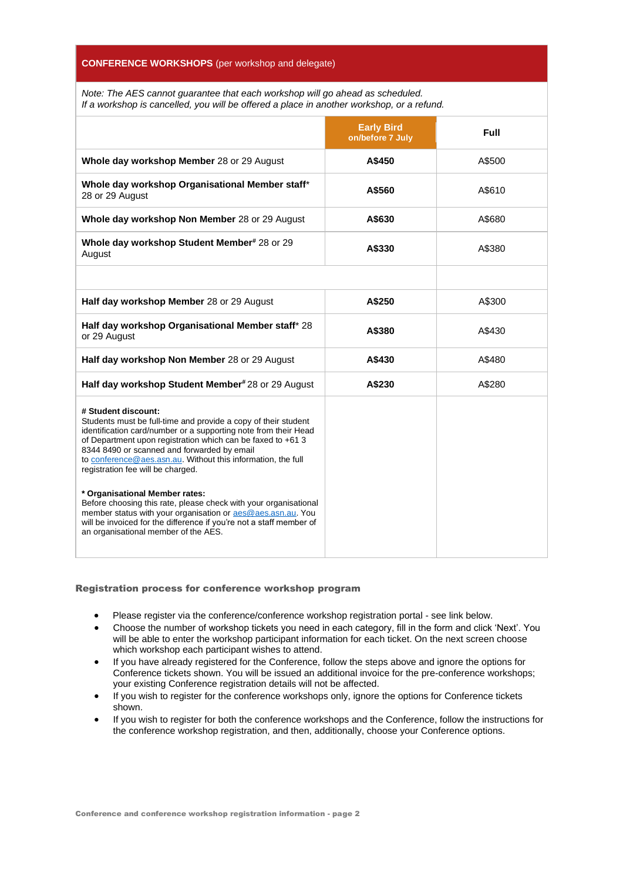| **CONFERENCE WORKSHOPS** (per workshop and delegate) | | |
|---|---|---|
| *Note: The AES cannot guarantee that each workshop will go ahead as scheduled. If a workshop is cancelled, you will be offered a place in another workshop, or a refund.* | | |
| | **Early Bird** on/before 7 July | **Full** |
| **Whole day workshop Member** 28 or 29 August | **A$450** | A$500 |
| **Whole day workshop Organisational Member staff*** 28 or 29 August | **A$560** | A$610 |
| **Whole day workshop Non Member** 28 or 29 August | **A$630** | A$680 |
| **Whole day workshop Student Member#** 28 or 29 August | **A$330** | A$380 |
| | | |
| **Half day workshop Member** 28 or 29 August | **A$250** | A$300 |
| **Half day workshop Organisational Member staff*** 28 or 29 August | **A$380** | A$430 |
| **Half day workshop Non Member** 28 or 29 August | **A$430** | A$480 |
| **Half day workshop Student Member#** 28 or 29 August | **A$230** | A$280 |
| **# Student discount:** Students must be full-time and provide a copy of their student identification card/number or a supporting note from their Head of Department upon registration which can be faxed to +61 3 8344 8490 or scanned and forwarded by email to conference@aes.asn.au. Without this information, the full registration fee will be charged. **\* Organisational Member rates:** Before choosing this rate, please check with your organisational member status with your organisation or aes@aes.asn.au. You will be invoiced for the difference if you're not a staff member of an organisational member of the AES. | | |

### Registration process for conference workshop program

- Please register via the conference/conference workshop registration portal - see link below.
- Choose the number of workshop tickets you need in each category, fill in the form and click 'Next'. You will be able to enter the workshop participant information for each ticket. On the next screen choose which workshop each participant wishes to attend.
- If you have already registered for the Conference, follow the steps above and ignore the options for Conference tickets shown. You will be issued an additional invoice for the pre-conference workshops; your existing Conference registration details will not be affected.
- If you wish to register for the conference workshops only, ignore the options for Conference tickets shown.
- If you wish to register for both the conference workshops and the Conference, follow the instructions for the conference workshop registration, and then, additionally, choose your Conference options.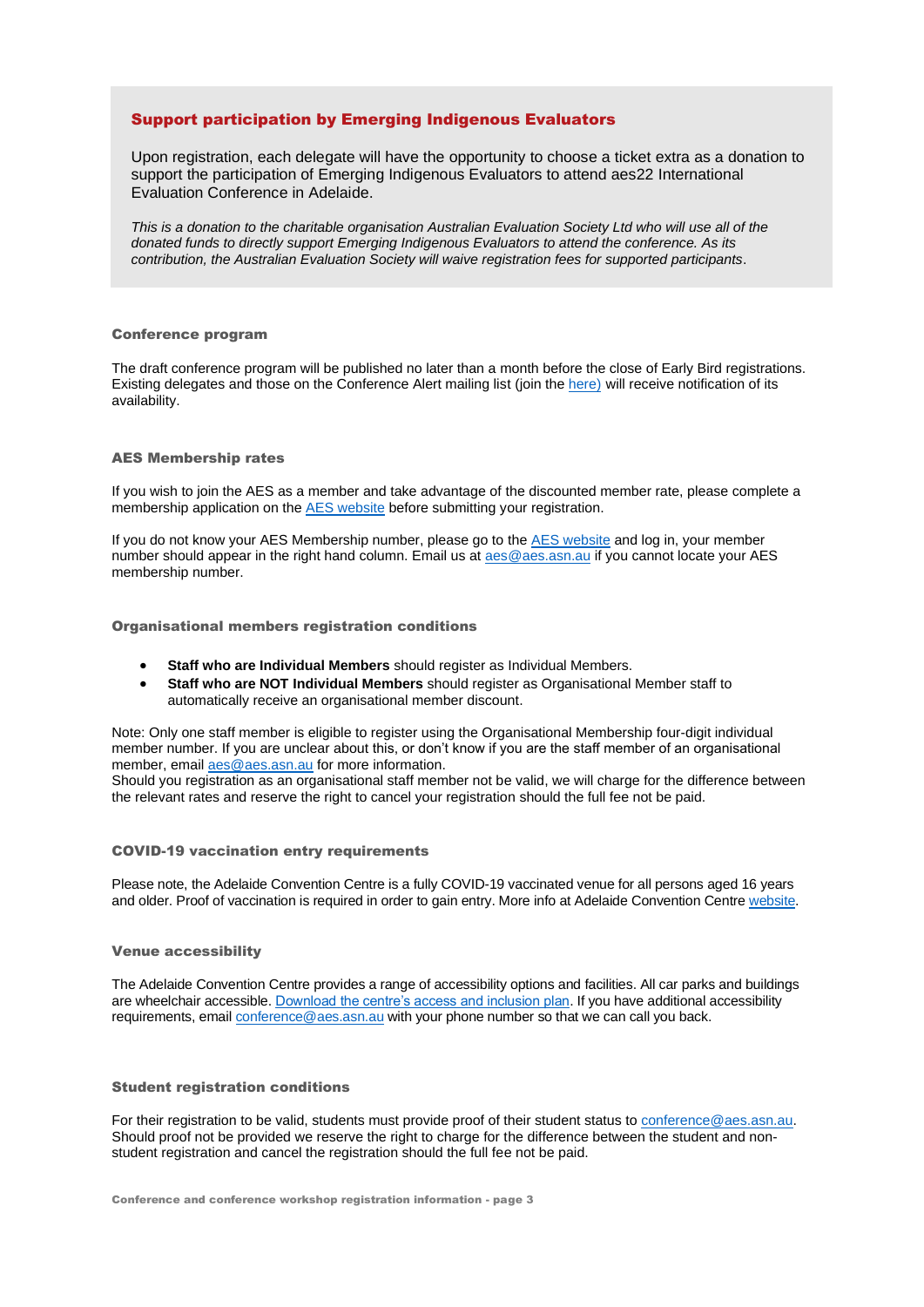## Support participation by Emerging Indigenous Evaluators

Upon registration, each delegate will have the opportunity to choose a ticket extra as a donation to support the participation of Emerging Indigenous Evaluators to attend aes22 International Evaluation Conference in Adelaide.

*This is a donation to the charitable organisation Australian Evaluation Society Ltd who will use all of the donated funds to directly support Emerging Indigenous Evaluators to attend the conference. As its contribution, the Australian Evaluation Society will waive registration fees for supported participants*.

### Conference program

The draft conference program will be published no later than a month before the close of Early Bird registrations. Existing delegates and those on the Conference Alert mailing list (join the here) will receive notification of its availability.

### AES Membership rates

If you wish to join the AES as a member and take advantage of the discounted member rate, please complete a membership application on the AES website before submitting your registration.

If you do not know your AES Membership number, please go to the AES website and log in, your member number should appear in the right hand column. Email us at aes@aes.asn.au if you cannot locate your AES membership number.

### Organisational members registration conditions

- **Staff who are Individual Members** should register as Individual Members.
- **Staff who are NOT Individual Members** should register as Organisational Member staff to automatically receive an organisational member discount.

Note: Only one staff member is eligible to register using the Organisational Membership four-digit individual member number. If you are unclear about this, or don't know if you are the staff member of an organisational member, email aes@aes.asn.au for more information.
Should you registration as an organisational staff member not be valid, we will charge for the difference between the relevant rates and reserve the right to cancel your registration should the full fee not be paid.

### COVID-19 vaccination entry requirements

Please note, the Adelaide Convention Centre is a fully COVID-19 vaccinated venue for all persons aged 16 years and older. Proof of vaccination is required in order to gain entry. More info at Adelaide Convention Centre website.

### Venue accessibility

The Adelaide Convention Centre provides a range of accessibility options and facilities. All car parks and buildings are wheelchair accessible. Download the centre's access and inclusion plan. If you have additional accessibility requirements, email conference@aes.asn.au with your phone number so that we can call you back.

### Student registration conditions

For their registration to be valid, students must provide proof of their student status to conference@aes.asn.au. Should proof not be provided we reserve the right to charge for the difference between the student and non-student registration and cancel the registration should the full fee not be paid.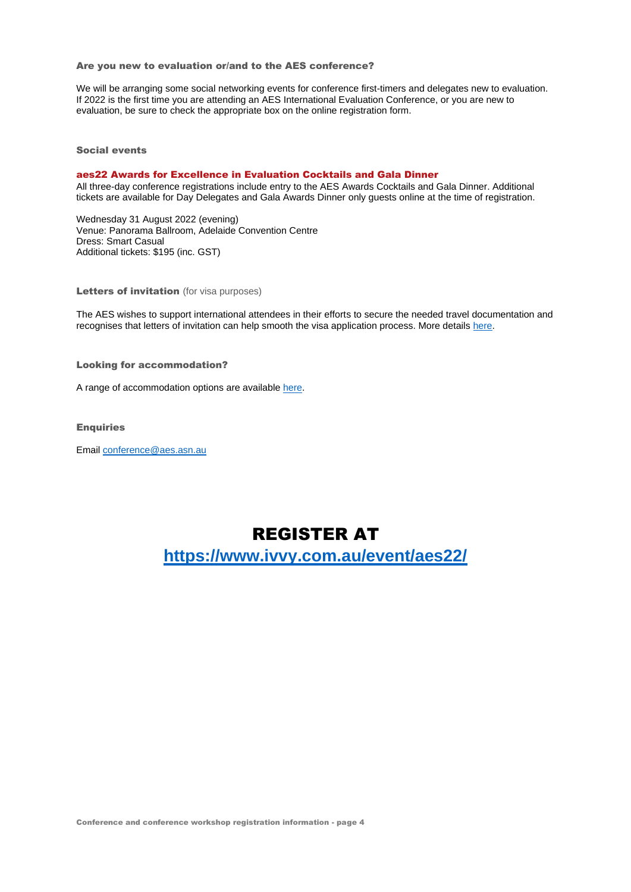### Are you new to evaluation or/and to the AES conference?

We will be arranging some social networking events for conference first-timers and delegates new to evaluation. If 2022 is the first time you are attending an AES International Evaluation Conference, or you are new to evaluation, be sure to check the appropriate box on the online registration form.

### Social events

**aes22 Awards for Excellence in Evaluation Cocktails and Gala Dinner**

All three-day conference registrations include entry to the AES Awards Cocktails and Gala Dinner. Additional tickets are available for Day Delegates and Gala Awards Dinner only guests online at the time of registration.

Wednesday 31 August 2022 (evening)
Venue: Panorama Ballroom, Adelaide Convention Centre
Dress: Smart Casual
Additional tickets: $195 (inc. GST)

### Letters of invitation (for visa purposes)

The AES wishes to support international attendees in their efforts to secure the needed travel documentation and recognises that letters of invitation can help smooth the visa application process. More details here.

### Looking for accommodation?

A range of accommodation options are available here.

### Enquiries

Email conference@aes.asn.au

# REGISTER AT

## https://www.ivvy.com.au/event/aes22/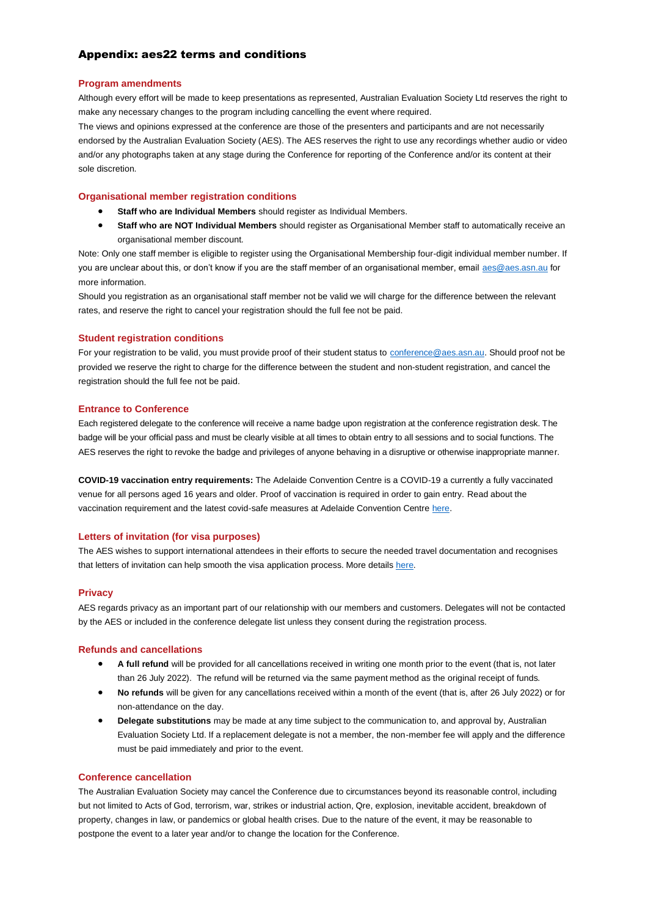## Appendix: aes22 terms and conditions

### Program amendments

Although every effort will be made to keep presentations as represented, Australian Evaluation Society Ltd reserves the right to make any necessary changes to the program including cancelling the event where required.

The views and opinions expressed at the conference are those of the presenters and participants and are not necessarily endorsed by the Australian Evaluation Society (AES). The AES reserves the right to use any recordings whether audio or video and/or any photographs taken at any stage during the Conference for reporting of the Conference and/or its content at their sole discretion.

### Organisational member registration conditions

- **Staff who are Individual Members** should register as Individual Members.
- **Staff who are NOT Individual Members** should register as Organisational Member staff to automatically receive an organisational member discount.

Note: Only one staff member is eligible to register using the Organisational Membership four-digit individual member number. If you are unclear about this, or don't know if you are the staff member of an organisational member, email aes@aes.asn.au for more information.

Should you registration as an organisational staff member not be valid we will charge for the difference between the relevant rates, and reserve the right to cancel your registration should the full fee not be paid.

### Student registration conditions

For your registration to be valid, you must provide proof of their student status to conference@aes.asn.au. Should proof not be provided we reserve the right to charge for the difference between the student and non-student registration, and cancel the registration should the full fee not be paid.

### Entrance to Conference

Each registered delegate to the conference will receive a name badge upon registration at the conference registration desk. The badge will be your official pass and must be clearly visible at all times to obtain entry to all sessions and to social functions. The AES reserves the right to revoke the badge and privileges of anyone behaving in a disruptive or otherwise inappropriate manner.

**COVID-19 vaccination entry requirements:** The Adelaide Convention Centre is a COVID-19 a currently a fully vaccinated venue for all persons aged 16 years and older. Proof of vaccination is required in order to gain entry. Read about the vaccination requirement and the latest covid-safe measures at Adelaide Convention Centre here.

### Letters of invitation (for visa purposes)

The AES wishes to support international attendees in their efforts to secure the needed travel documentation and recognises that letters of invitation can help smooth the visa application process. More details here.

### Privacy

AES regards privacy as an important part of our relationship with our members and customers. Delegates will not be contacted by the AES or included in the conference delegate list unless they consent during the registration process.

### Refunds and cancellations

- **A full refund** will be provided for all cancellations received in writing one month prior to the event (that is, not later than 26 July 2022). The refund will be returned via the same payment method as the original receipt of funds.
- **No refunds** will be given for any cancellations received within a month of the event (that is, after 26 July 2022) or for non-attendance on the day.
- **Delegate substitutions** may be made at any time subject to the communication to, and approval by, Australian Evaluation Society Ltd. If a replacement delegate is not a member, the non-member fee will apply and the difference must be paid immediately and prior to the event.

### Conference cancellation

The Australian Evaluation Society may cancel the Conference due to circumstances beyond its reasonable control, including but not limited to Acts of God, terrorism, war, strikes or industrial action, Qre, explosion, inevitable accident, breakdown of property, changes in law, or pandemics or global health crises. Due to the nature of the event, it may be reasonable to postpone the event to a later year and/or to change the location for the Conference.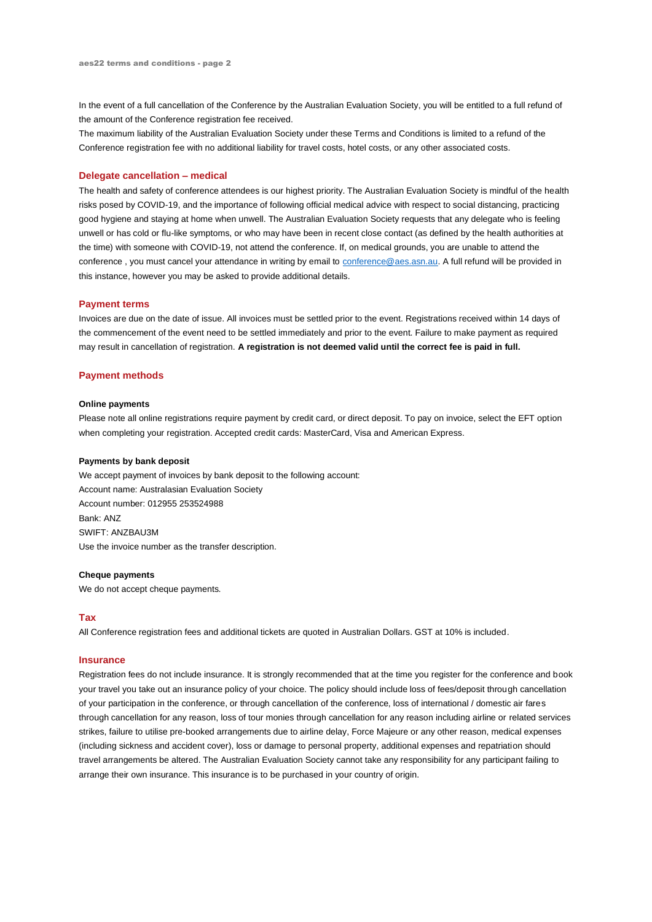In the event of a full cancellation of the Conference by the Australian Evaluation Society, you will be entitled to a full refund of the amount of the Conference registration fee received.

The maximum liability of the Australian Evaluation Society under these Terms and Conditions is limited to a refund of the Conference registration fee with no additional liability for travel costs, hotel costs, or any other associated costs.

## Delegate cancellation – medical

The health and safety of conference attendees is our highest priority. The Australian Evaluation Society is mindful of the health risks posed by COVID-19, and the importance of following official medical advice with respect to social distancing, practicing good hygiene and staying at home when unwell. The Australian Evaluation Society requests that any delegate who is feeling unwell or has cold or flu-like symptoms, or who may have been in recent close contact (as defined by the health authorities at the time) with someone with COVID-19, not attend the conference. If, on medical grounds, you are unable to attend the conference , you must cancel your attendance in writing by email to conference@aes.asn.au. A full refund will be provided in this instance, however you may be asked to provide additional details.

## Payment terms

Invoices are due on the date of issue. All invoices must be settled prior to the event. Registrations received within 14 days of the commencement of the event need to be settled immediately and prior to the event. Failure to make payment as required may result in cancellation of registration. **A registration is not deemed valid until the correct fee is paid in full.**

## Payment methods

### Online payments

Please note all online registrations require payment by credit card, or direct deposit. To pay on invoice, select the EFT option when completing your registration. Accepted credit cards: MasterCard, Visa and American Express.

### Payments by bank deposit

We accept payment of invoices by bank deposit to the following account:
Account name: Australasian Evaluation Society
Account number: 012955 253524988
Bank: ANZ
SWIFT: ANZBAU3M
Use the invoice number as the transfer description.

### Cheque payments

We do not accept cheque payments.

## Tax

All Conference registration fees and additional tickets are quoted in Australian Dollars. GST at 10% is included.

## Insurance

Registration fees do not include insurance. It is strongly recommended that at the time you register for the conference and book your travel you take out an insurance policy of your choice. The policy should include loss of fees/deposit through cancellation of your participation in the conference, or through cancellation of the conference, loss of international / domestic air fares through cancellation for any reason, loss of tour monies through cancellation for any reason including airline or related services strikes, failure to utilise pre-booked arrangements due to airline delay, Force Majeure or any other reason, medical expenses (including sickness and accident cover), loss or damage to personal property, additional expenses and repatriation should travel arrangements be altered. The Australian Evaluation Society cannot take any responsibility for any participant failing to arrange their own insurance. This insurance is to be purchased in your country of origin.